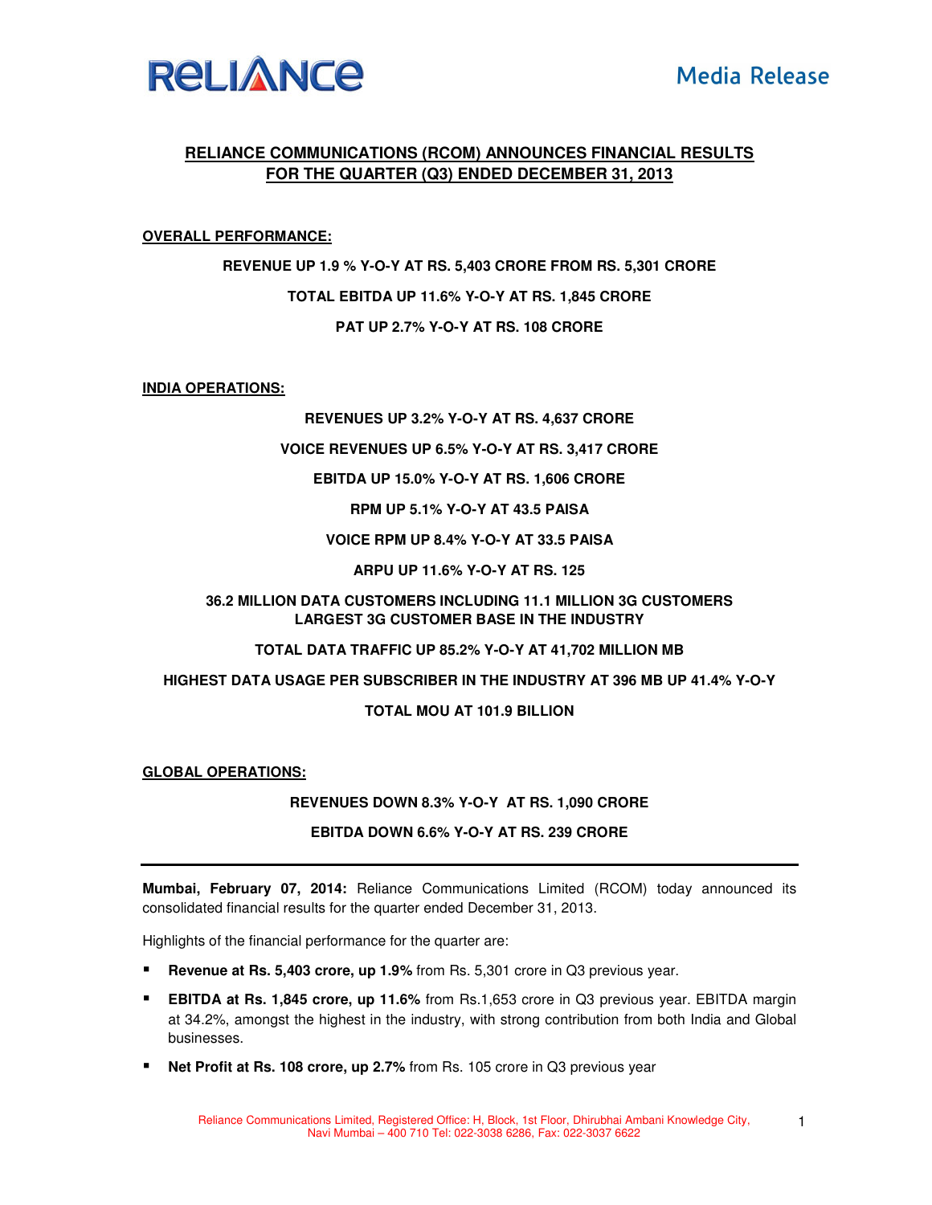**Media Release**

# RELIANCE COMMUNICATIONS (RCOM) ANNOUNCES FINANCIAL RESULTS FOR THE QUARTER (Q3) ENDED DECEMBER 31, 2013

## OVERALL PERFORMANCE:

**REVENUE UP 1.9 % Y-O-Y AT RS. 5,403 CRORE FROM RS. 5,301 CRORE**

**TOTAL EBITDA UP 11.6% Y-O-Y AT RS. 1,845 CRORE**

**PAT UP 2.7% Y-O-Y AT RS. 108 CRORE**

## INDIA OPERATIONS:

**REVENUES UP 3.2% Y-O-Y AT RS. 4,637 CRORE**

**VOICE REVENUES UP 6.5% Y-O-Y AT RS. 3,417 CRORE**

**EBITDA UP 15.0% Y-O-Y AT RS. 1,606 CRORE**

**RPM UP 5.1% Y-O-Y AT 43.5 PAISA**

**VOICE RPM UP 8.4% Y-O-Y AT 33.5 PAISA**

**ARPU UP 11.6% Y-O-Y AT RS. 125**

**36.2 MILLION DATA CUSTOMERS INCLUDING 11.1 MILLION 3G CUSTOMERS LARGEST 3G CUSTOMER BASE IN THE INDUSTRY**

**TOTAL DATA TRAFFIC UP 85.2% Y-O-Y AT 41,702 MILLION MB**

**HIGHEST DATA USAGE PER SUBSCRIBER IN THE INDUSTRY AT 396 MB UP 41.4% Y-O-Y**

**TOTAL MOU AT 101.9 BILLION**

## GLOBAL OPERATIONS:

**REVENUES DOWN 8.3% Y-O-Y AT RS. 1,090 CRORE**

**EBITDA DOWN 6.6% Y-O-Y AT RS. 239 CRORE**

---

**Mumbai, February 07, 2014:** Reliance Communications Limited (RCOM) today announced its consolidated financial results for the quarter ended December 31, 2013.

Highlights of the financial performance for the quarter are:

- **Revenue at Rs. 5,403 crore, up 1.9%** from Rs. 5,301 crore in Q3 previous year.
- **EBITDA at Rs. 1,845 crore, up 11.6%** from Rs.1,653 crore in Q3 previous year. EBITDA margin at 34.2%, amongst the highest in the industry, with strong contribution from both India and Global businesses.
- **Net Profit at Rs. 108 crore, up 2.7%** from Rs. 105 crore in Q3 previous year

Reliance Communications Limited, Registered Office: H, Block, 1st Floor, Dhirubhai Ambani Knowledge City, Navi Mumbai – 400 710 Tel: 022-3038 6286, Fax: 022-3037 6622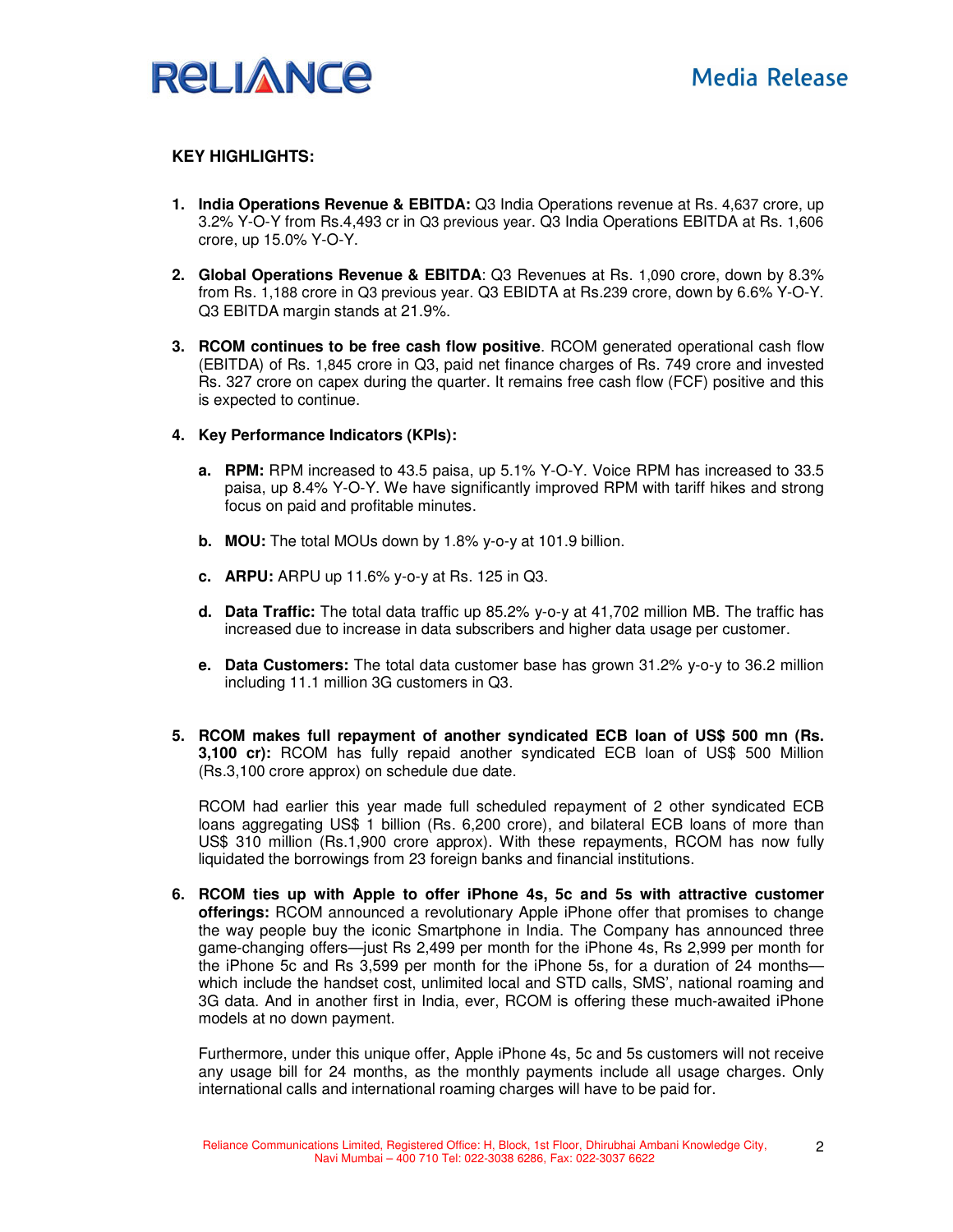**KEY HIGHLIGHTS:**

1. **India Operations Revenue & EBITDA:** Q3 India Operations revenue at Rs. 4,637 crore, up 3.2% Y-O-Y from Rs.4,493 cr in Q3 previous year. Q3 India Operations EBITDA at Rs. 1,606 crore, up 15.0% Y-O-Y.

2. **Global Operations Revenue & EBITDA**: Q3 Revenues at Rs. 1,090 crore, down by 8.3% from Rs. 1,188 crore in Q3 previous year. Q3 EBIDTA at Rs.239 crore, down by 6.6% Y-O-Y. Q3 EBITDA margin stands at 21.9%.

3. **RCOM continues to be free cash flow positive**. RCOM generated operational cash flow (EBITDA) of Rs. 1,845 crore in Q3, paid net finance charges of Rs. 749 crore and invested Rs. 327 crore on capex during the quarter. It remains free cash flow (FCF) positive and this is expected to continue.

4. **Key Performance Indicators (KPIs):**

   a. **RPM:** RPM increased to 43.5 paisa, up 5.1% Y-O-Y. Voice RPM has increased to 33.5 paisa, up 8.4% Y-O-Y. We have significantly improved RPM with tariff hikes and strong focus on paid and profitable minutes.

   b. **MOU:** The total MOUs down by 1.8% y-o-y at 101.9 billion.

   c. **ARPU:** ARPU up 11.6% y-o-y at Rs. 125 in Q3.

   d. **Data Traffic:** The total data traffic up 85.2% y-o-y at 41,702 million MB. The traffic has increased due to increase in data subscribers and higher data usage per customer.

   e. **Data Customers:** The total data customer base has grown 31.2% y-o-y to 36.2 million including 11.1 million 3G customers in Q3.

5. **RCOM makes full repayment of another syndicated ECB loan of US$ 500 mn (Rs. 3,100 cr):** RCOM has fully repaid another syndicated ECB loan of US$ 500 Million (Rs.3,100 crore approx) on schedule due date.

   RCOM had earlier this year made full scheduled repayment of 2 other syndicated ECB loans aggregating US$ 1 billion (Rs. 6,200 crore), and bilateral ECB loans of more than US$ 310 million (Rs.1,900 crore approx). With these repayments, RCOM has now fully liquidated the borrowings from 23 foreign banks and financial institutions.

6. **RCOM ties up with Apple to offer iPhone 4s, 5c and 5s with attractive customer offerings:** RCOM announced a revolutionary Apple iPhone offer that promises to change the way people buy the iconic Smartphone in India. The Company has announced three game-changing offers—just Rs 2,499 per month for the iPhone 4s, Rs 2,999 per month for the iPhone 5c and Rs 3,599 per month for the iPhone 5s, for a duration of 24 months—which include the handset cost, unlimited local and STD calls, SMS', national roaming and 3G data. And in another first in India, ever, RCOM is offering these much-awaited iPhone models at no down payment.

   Furthermore, under this unique offer, Apple iPhone 4s, 5c and 5s customers will not receive any usage bill for 24 months, as the monthly payments include all usage charges. Only international calls and international roaming charges will have to be paid for.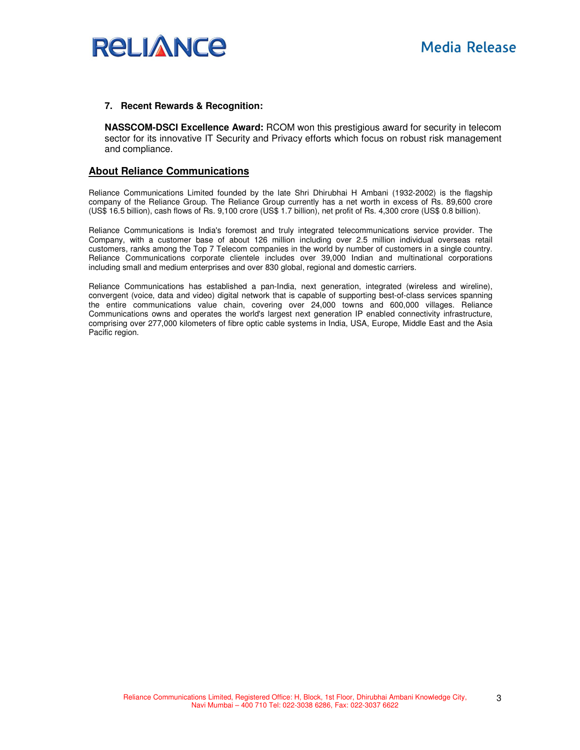7. **Recent Rewards & Recognition:**

   **NASSCOM-DSCI Excellence Award:** RCOM won this prestigious award for security in telecom sector for its innovative IT Security and Privacy efforts which focus on robust risk management and compliance.

## About Reliance Communications

Reliance Communications Limited founded by the late Shri Dhirubhai H Ambani (1932-2002) is the flagship company of the Reliance Group. The Reliance Group currently has a net worth in excess of Rs. 89,600 crore (US$ 16.5 billion), cash flows of Rs. 9,100 crore (US$ 1.7 billion), net profit of Rs. 4,300 crore (US$ 0.8 billion).

Reliance Communications is India's foremost and truly integrated telecommunications service provider. The Company, with a customer base of about 126 million including over 2.5 million individual overseas retail customers, ranks among the Top 7 Telecom companies in the world by number of customers in a single country. Reliance Communications corporate clientele includes over 39,000 Indian and multinational corporations including small and medium enterprises and over 830 global, regional and domestic carriers.

Reliance Communications has established a pan-India, next generation, integrated (wireless and wireline), convergent (voice, data and video) digital network that is capable of supporting best-of-class services spanning the entire communications value chain, covering over 24,000 towns and 600,000 villages. Reliance Communications owns and operates the world's largest next generation IP enabled connectivity infrastructure, comprising over 277,000 kilometers of fibre optic cable systems in India, USA, Europe, Middle East and the Asia Pacific region.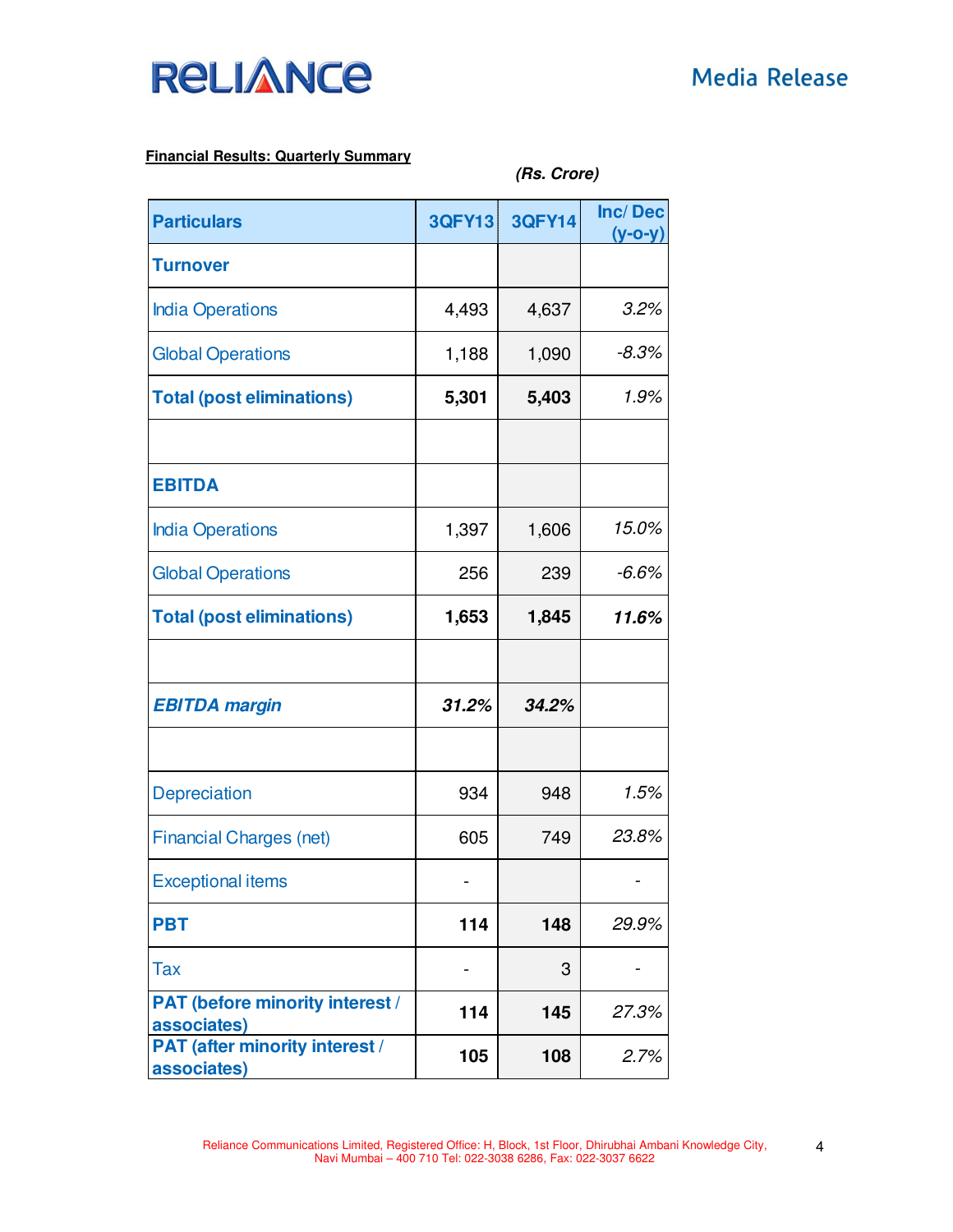**Financial Results: Quarterly Summary**

*(Rs. Crore)*

| Particulars | 3QFY13 | 3QFY14 | Inc/ Dec (y-o-y) |
|---|---|---|---|
| **Turnover** | | | |
| India Operations | 4,493 | 4,637 | *3.2%* |
| Global Operations | 1,188 | 1,090 | *-8.3%* |
| **Total (post eliminations)** | **5,301** | **5,403** | *1.9%* |
| | | | |
| **EBITDA** | | | |
| India Operations | 1,397 | 1,606 | *15.0%* |
| Global Operations | 256 | 239 | *-6.6%* |
| **Total (post eliminations)** | **1,653** | **1,845** | ***11.6%*** |
| | | | |
| ***EBITDA margin*** | ***31.2%*** | ***34.2%*** | |
| | | | |
| Depreciation | 934 | 948 | *1.5%* |
| Financial Charges (net) | 605 | 749 | *23.8%* |
| Exceptional items | - | | - |
| **PBT** | **114** | **148** | *29.9%* |
| Tax | - | 3 | - |
| **PAT (before minority interest / associates)** | **114** | **145** | *27.3%* |
| **PAT (after minority interest / associates)** | **105** | **108** | *2.7%* |